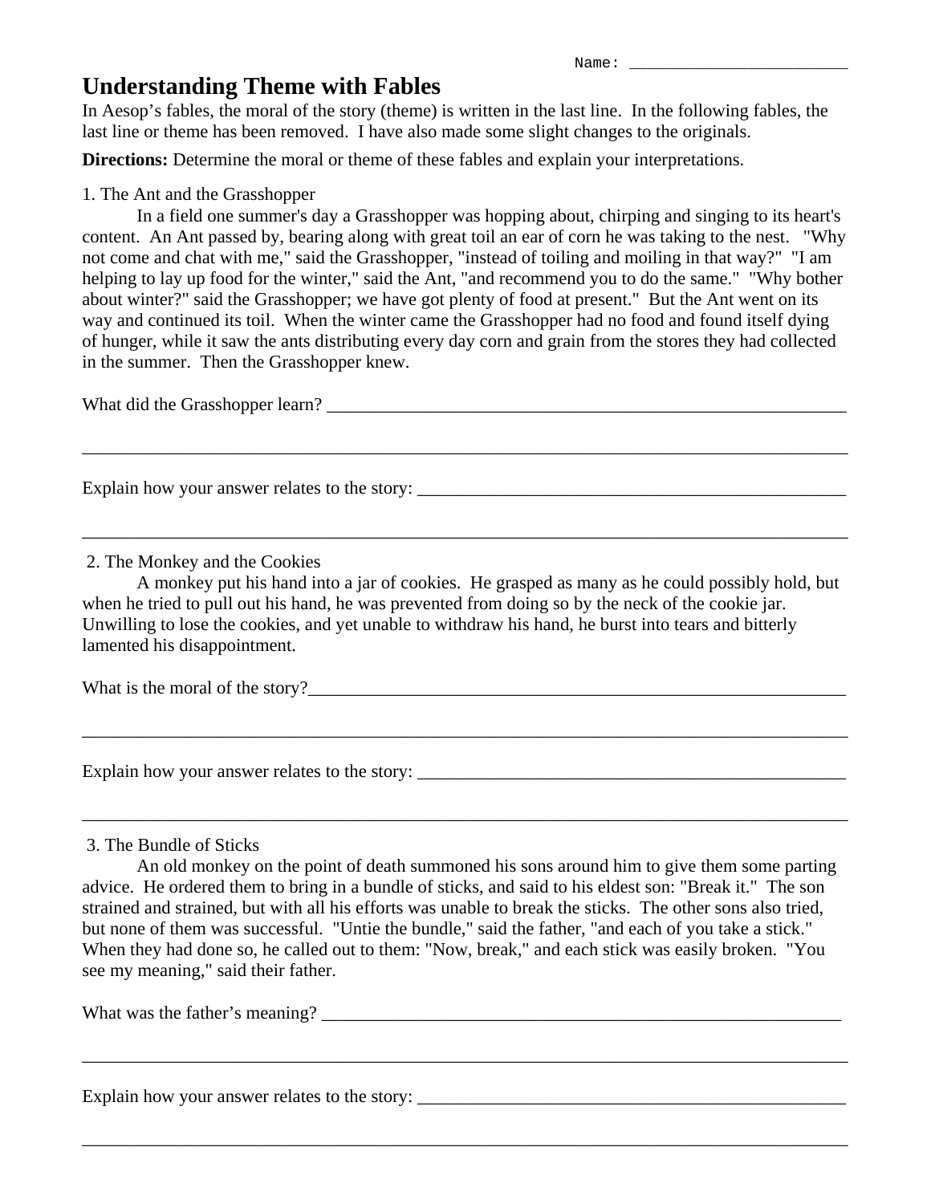Name: ________________________

# Understanding Theme with Fables

In Aesop's fables, the moral of the story (theme) is written in the last line. In the following fables, the last line or theme has been removed. I have also made some slight changes to the originals.

**Directions:** Determine the moral or theme of these fables and explain your interpretations.

1. The Ant and the Grasshopper

In a field one summer's day a Grasshopper was hopping about, chirping and singing to its heart's content. An Ant passed by, bearing along with great toil an ear of corn he was taking to the nest. "Why not come and chat with me," said the Grasshopper, "instead of toiling and moiling in that way?" "I am helping to lay up food for the winter," said the Ant, "and recommend you to do the same." "Why bother about winter?" said the Grasshopper; we have got plenty of food at present." But the Ant went on its way and continued its toil. When the winter came the Grasshopper had no food and found itself dying of hunger, while it saw the ants distributing every day corn and grain from the stores they had collected in the summer. Then the Grasshopper knew.

What did the Grasshopper learn? ____________________________________________________________

__________________________________________________________________________________________

Explain how your answer relates to the story: ______________________________________________

__________________________________________________________________________________________

2. The Monkey and the Cookies

A monkey put his hand into a jar of cookies. He grasped as many as he could possibly hold, but when he tried to pull out his hand, he was prevented from doing so by the neck of the cookie jar. Unwilling to lose the cookies, and yet unable to withdraw his hand, he burst into tears and bitterly lamented his disappointment.

What is the moral of the story?______________________________________________________________

__________________________________________________________________________________________

Explain how your answer relates to the story: ______________________________________________

__________________________________________________________________________________________

3. The Bundle of Sticks

An old monkey on the point of death summoned his sons around him to give them some parting advice. He ordered them to bring in a bundle of sticks, and said to his eldest son: "Break it." The son strained and strained, but with all his efforts was unable to break the sticks. The other sons also tried, but none of them was successful. "Untie the bundle," said the father, "and each of you take a stick." When they had done so, he called out to them: "Now, break," and each stick was easily broken. "You see my meaning," said their father.

What was the father's meaning? ____________________________________________________________

__________________________________________________________________________________________

Explain how your answer relates to the story: ______________________________________________

__________________________________________________________________________________________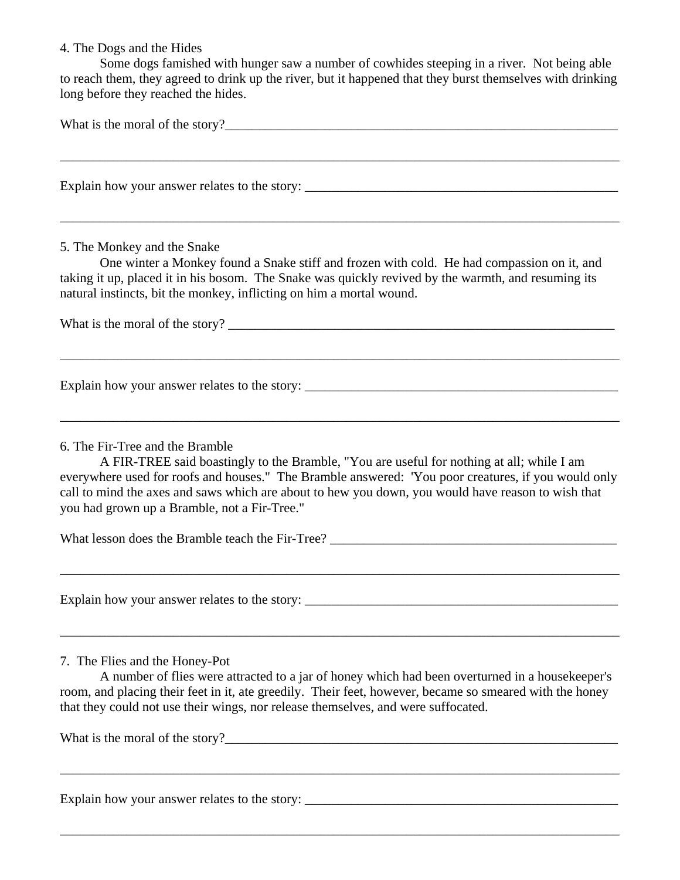4. The Dogs and the Hides

Some dogs famished with hunger saw a number of cowhides steeping in a river. Not being able to reach them, they agreed to drink up the river, but it happened that they burst themselves with drinking long before they reached the hides.

What is the moral of the story?_______________________________________________________________

_____________________________________________________________________________________

Explain how your answer relates to the story: ___________________________________________________

_____________________________________________________________________________________

5. The Monkey and the Snake

One winter a Monkey found a Snake stiff and frozen with cold. He had compassion on it, and taking it up, placed it in his bosom. The Snake was quickly revived by the warmth, and resuming its natural instincts, bit the monkey, inflicting on him a mortal wound.

What is the moral of the story? ______________________________________________________________

_____________________________________________________________________________________

Explain how your answer relates to the story: ___________________________________________________

_____________________________________________________________________________________

6. The Fir-Tree and the Bramble

A FIR-TREE said boastingly to the Bramble, "You are useful for nothing at all; while I am everywhere used for roofs and houses." The Bramble answered: 'You poor creatures, if you would only call to mind the axes and saws which are about to hew you down, you would have reason to wish that you had grown up a Bramble, not a Fir-Tree."

What lesson does the Bramble teach the Fir-Tree? _____________________________________________

_____________________________________________________________________________________

Explain how your answer relates to the story: ___________________________________________________

_____________________________________________________________________________________

7. The Flies and the Honey-Pot

A number of flies were attracted to a jar of honey which had been overturned in a housekeeper's room, and placing their feet in it, ate greedily. Their feet, however, became so smeared with the honey that they could not use their wings, nor release themselves, and were suffocated.

What is the moral of the story?_______________________________________________________________

_____________________________________________________________________________________

Explain how your answer relates to the story: ___________________________________________________

_____________________________________________________________________________________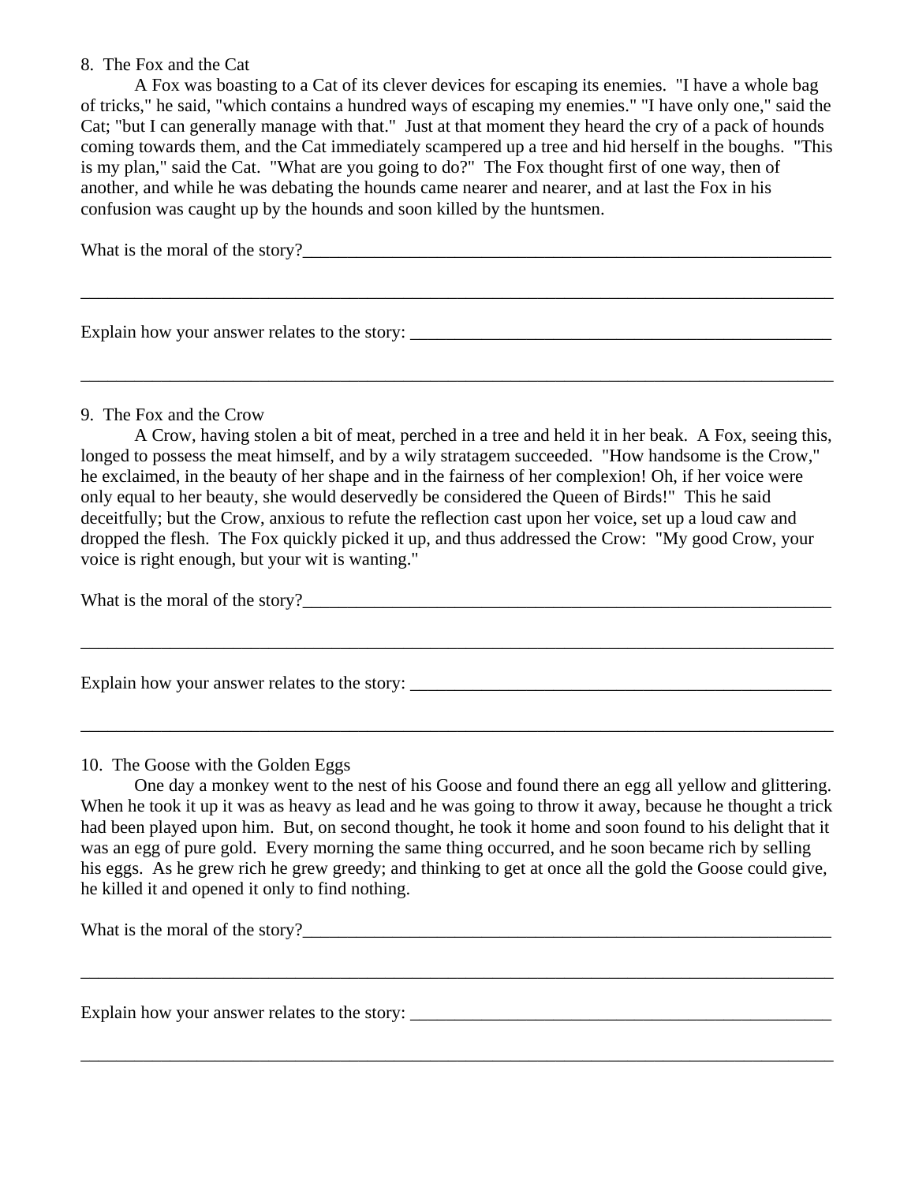8. The Fox and the Cat

A Fox was boasting to a Cat of its clever devices for escaping its enemies. "I have a whole bag of tricks," he said, "which contains a hundred ways of escaping my enemies." "I have only one," said the Cat; "but I can generally manage with that." Just at that moment they heard the cry of a pack of hounds coming towards them, and the Cat immediately scampered up a tree and hid herself in the boughs. "This is my plan," said the Cat. "What are you going to do?" The Fox thought first of one way, then of another, and while he was debating the hounds came nearer and nearer, and at last the Fox in his confusion was caught up by the hounds and soon killed by the huntsmen.

What is the moral of the story?_______________________________________________________________

_____________________________________________________________________________________

Explain how your answer relates to the story: _________________________________________________

_____________________________________________________________________________________

9. The Fox and the Crow

A Crow, having stolen a bit of meat, perched in a tree and held it in her beak. A Fox, seeing this, longed to possess the meat himself, and by a wily stratagem succeeded. "How handsome is the Crow," he exclaimed, in the beauty of her shape and in the fairness of her complexion! Oh, if her voice were only equal to her beauty, she would deservedly be considered the Queen of Birds!" This he said deceitfully; but the Crow, anxious to refute the reflection cast upon her voice, set up a loud caw and dropped the flesh. The Fox quickly picked it up, and thus addressed the Crow: "My good Crow, your voice is right enough, but your wit is wanting."

What is the moral of the story?_______________________________________________________________

_____________________________________________________________________________________

Explain how your answer relates to the story: _________________________________________________

_____________________________________________________________________________________

10. The Goose with the Golden Eggs

One day a monkey went to the nest of his Goose and found there an egg all yellow and glittering. When he took it up it was as heavy as lead and he was going to throw it away, because he thought a trick had been played upon him. But, on second thought, he took it home and soon found to his delight that it was an egg of pure gold. Every morning the same thing occurred, and he soon became rich by selling his eggs. As he grew rich he grew greedy; and thinking to get at once all the gold the Goose could give, he killed it and opened it only to find nothing.

What is the moral of the story?_______________________________________________________________

_____________________________________________________________________________________

Explain how your answer relates to the story: _________________________________________________

_____________________________________________________________________________________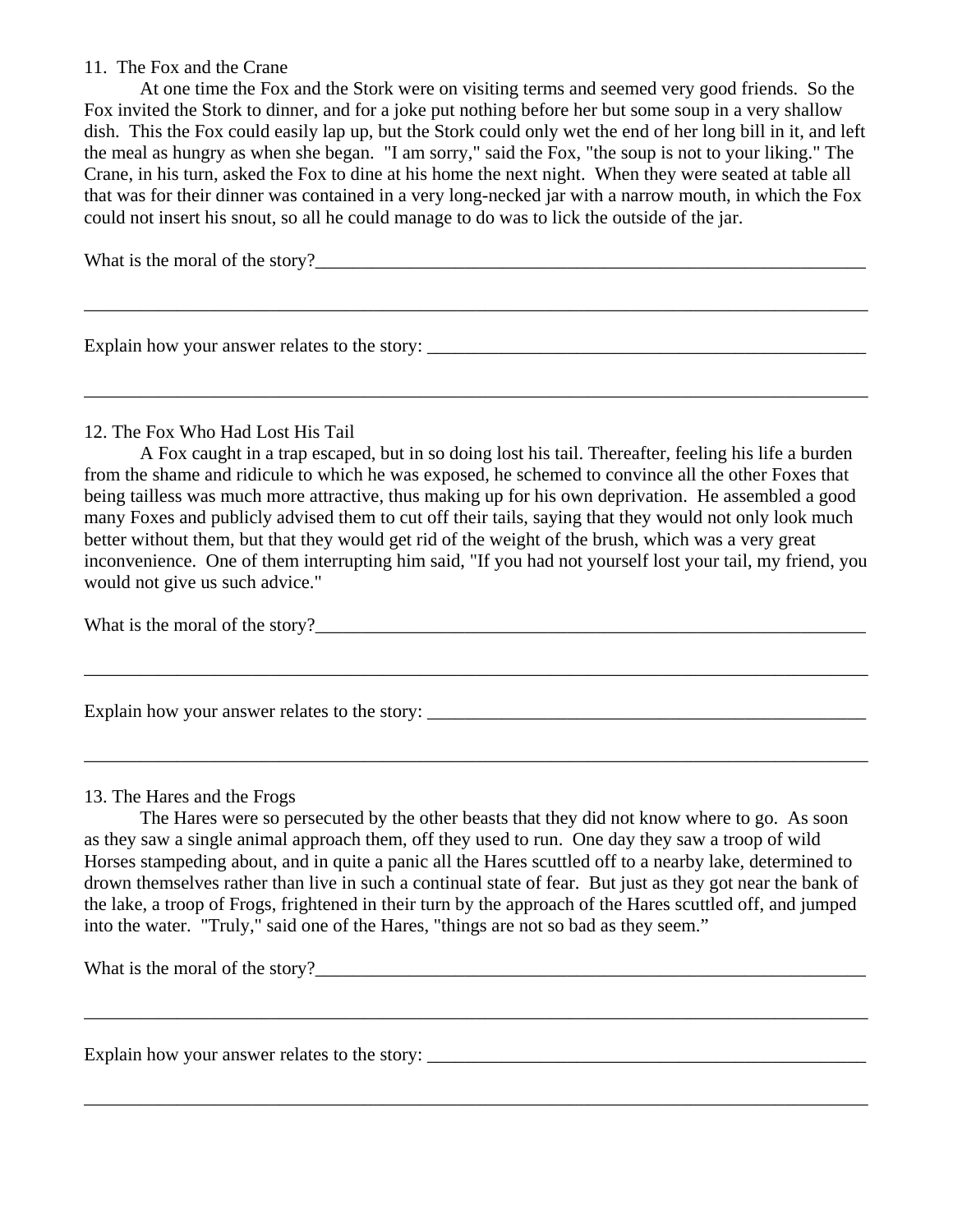11. The Fox and the Crane

At one time the Fox and the Stork were on visiting terms and seemed very good friends. So the Fox invited the Stork to dinner, and for a joke put nothing before her but some soup in a very shallow dish. This the Fox could easily lap up, but the Stork could only wet the end of her long bill in it, and left the meal as hungry as when she began. "I am sorry," said the Fox, "the soup is not to your liking." The Crane, in his turn, asked the Fox to dine at his home the next night. When they were seated at table all that was for their dinner was contained in a very long-necked jar with a narrow mouth, in which the Fox could not insert his snout, so all he could manage to do was to lick the outside of the jar.

What is the moral of the story?_______________________________________________________________

___________________________________________________________________________________________

Explain how your answer relates to the story: _________________________________________________

___________________________________________________________________________________________

12. The Fox Who Had Lost His Tail

A Fox caught in a trap escaped, but in so doing lost his tail. Thereafter, feeling his life a burden from the shame and ridicule to which he was exposed, he schemed to convince all the other Foxes that being tailless was much more attractive, thus making up for his own deprivation. He assembled a good many Foxes and publicly advised them to cut off their tails, saying that they would not only look much better without them, but that they would get rid of the weight of the brush, which was a very great inconvenience. One of them interrupting him said, "If you had not yourself lost your tail, my friend, you would not give us such advice."

What is the moral of the story?_______________________________________________________________

___________________________________________________________________________________________

Explain how your answer relates to the story: _________________________________________________

___________________________________________________________________________________________

13. The Hares and the Frogs

The Hares were so persecuted by the other beasts that they did not know where to go. As soon as they saw a single animal approach them, off they used to run. One day they saw a troop of wild Horses stampeding about, and in quite a panic all the Hares scuttled off to a nearby lake, determined to drown themselves rather than live in such a continual state of fear. But just as they got near the bank of the lake, a troop of Frogs, frightened in their turn by the approach of the Hares scuttled off, and jumped into the water. "Truly," said one of the Hares, "things are not so bad as they seem."

What is the moral of the story?_______________________________________________________________

___________________________________________________________________________________________

Explain how your answer relates to the story: _________________________________________________

___________________________________________________________________________________________